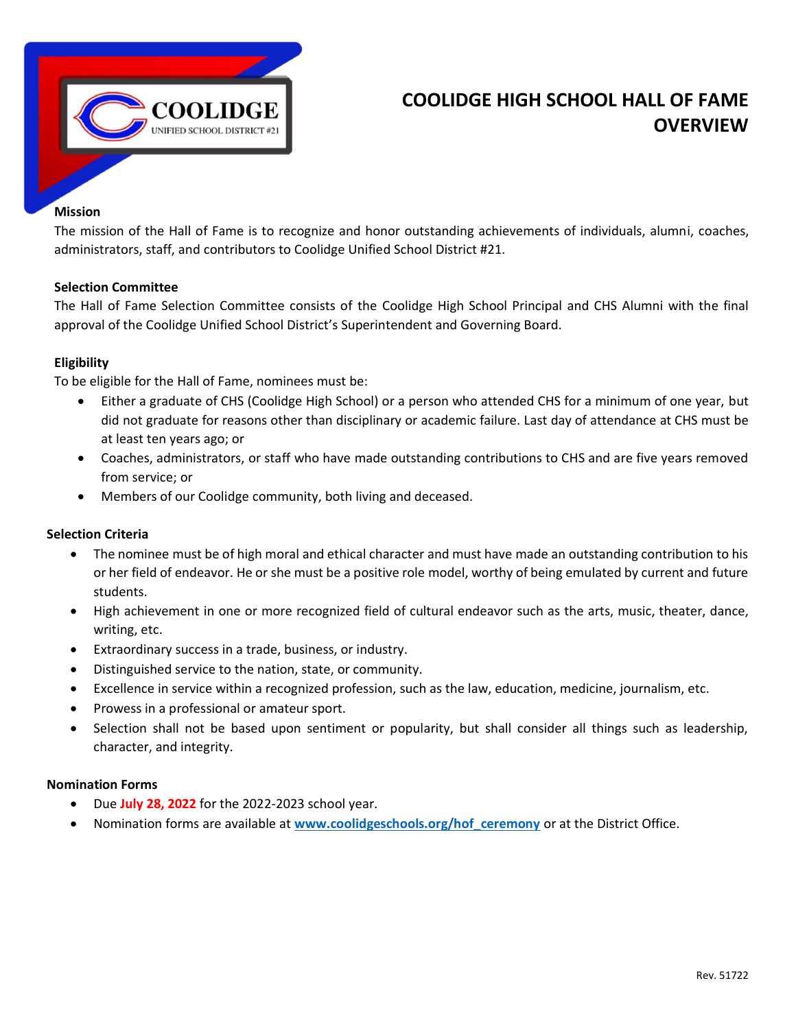# COOLIDGE HIGH SCHOOL HALL OF FAME OVERVIEW

**Mission**

The mission of the Hall of Fame is to recognize and honor outstanding achievements of individuals, alumni, coaches, administrators, staff, and contributors to Coolidge Unified School District #21.

**Selection Committee**

The Hall of Fame Selection Committee consists of the Coolidge High School Principal and CHS Alumni with the final approval of the Coolidge Unified School District's Superintendent and Governing Board.

**Eligibility**

To be eligible for the Hall of Fame, nominees must be:

- Either a graduate of CHS (Coolidge High School) or a person who attended CHS for a minimum of one year, but did not graduate for reasons other than disciplinary or academic failure. Last day of attendance at CHS must be at least ten years ago; or
- Coaches, administrators, or staff who have made outstanding contributions to CHS and are five years removed from service; or
- Members of our Coolidge community, both living and deceased.

**Selection Criteria**

- The nominee must be of high moral and ethical character and must have made an outstanding contribution to his or her field of endeavor. He or she must be a positive role model, worthy of being emulated by current and future students.
- High achievement in one or more recognized field of cultural endeavor such as the arts, music, theater, dance, writing, etc.
- Extraordinary success in a trade, business, or industry.
- Distinguished service to the nation, state, or community.
- Excellence in service within a recognized profession, such as the law, education, medicine, journalism, etc.
- Prowess in a professional or amateur sport.
- Selection shall not be based upon sentiment or popularity, but shall consider all things such as leadership, character, and integrity.

**Nomination Forms**

- Due **July 28, 2022** for the 2022-2023 school year.
- Nomination forms are available at **[www.coolidgeschools.org/hof_ceremony](www.coolidgeschools.org/hof_ceremony)** or at the District Office.

Rev. 51722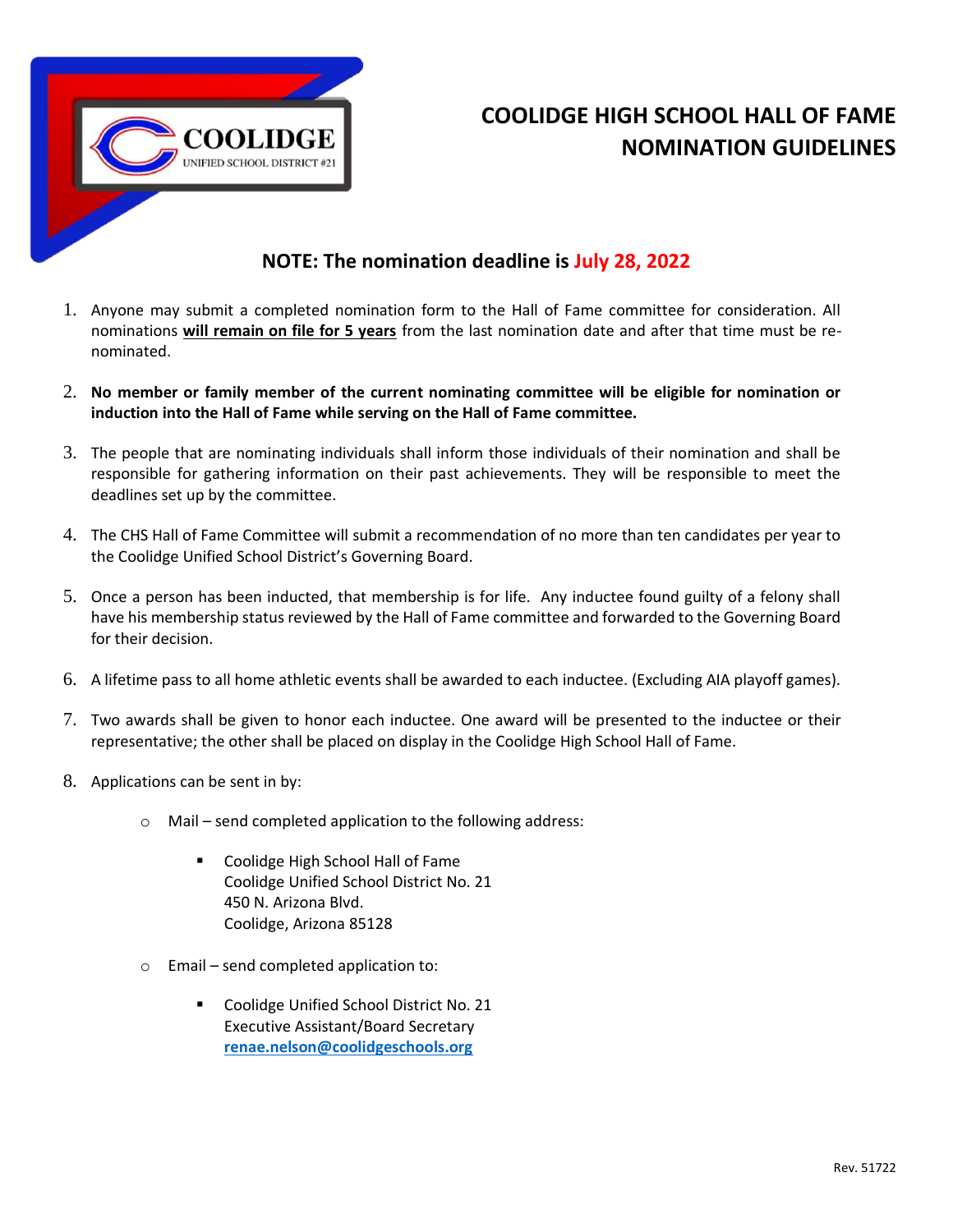# COOLIDGE HIGH SCHOOL HALL OF FAME NOMINATION GUIDELINES

**NOTE: The nomination deadline is July 28, 2022**

1. Anyone may submit a completed nomination form to the Hall of Fame committee for consideration. All nominations **will remain on file for 5 years** from the last nomination date and after that time must be re-nominated.

2. **No member or family member of the current nominating committee will be eligible for nomination or induction into the Hall of Fame while serving on the Hall of Fame committee.**

3. The people that are nominating individuals shall inform those individuals of their nomination and shall be responsible for gathering information on their past achievements. They will be responsible to meet the deadlines set up by the committee.

4. The CHS Hall of Fame Committee will submit a recommendation of no more than ten candidates per year to the Coolidge Unified School District's Governing Board.

5. Once a person has been inducted, that membership is for life. Any inductee found guilty of a felony shall have his membership status reviewed by the Hall of Fame committee and forwarded to the Governing Board for their decision.

6. A lifetime pass to all home athletic events shall be awarded to each inductee. (Excluding AIA playoff games).

7. Two awards shall be given to honor each inductee. One award will be presented to the inductee or their representative; the other shall be placed on display in the Coolidge High School Hall of Fame.

8. Applications can be sent in by:
   - Mail – send completed application to the following address:
     - Coolidge High School Hall of Fame
       Coolidge Unified School District No. 21
       450 N. Arizona Blvd.
       Coolidge, Arizona 85128
   - Email – send completed application to:
     - Coolidge Unified School District No. 21
       Executive Assistant/Board Secretary
       renae.nelson@coolidgeschools.org

Rev. 51722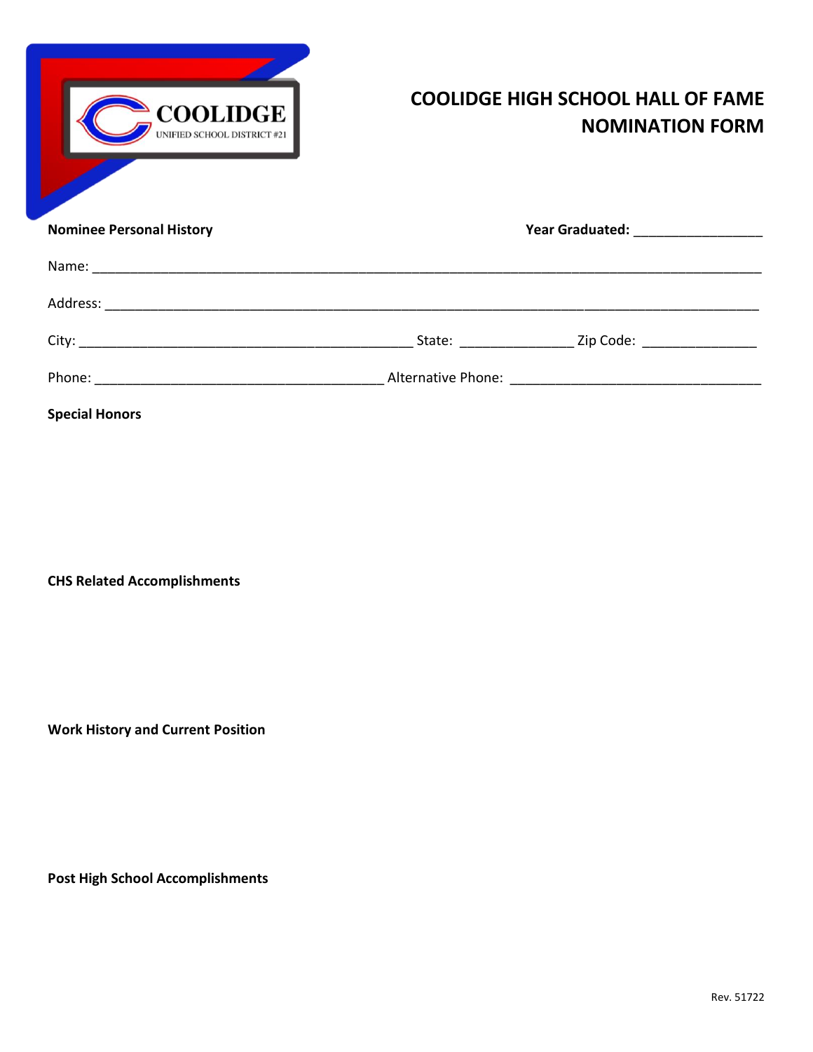COOLIDGE UNIFIED SCHOOL DISTRICT #21

# COOLIDGE HIGH SCHOOL HALL OF FAME NOMINATION FORM

**Nominee Personal History** **Year Graduated:** ________________

Name: ____________________________________________________________________________________

Address: __________________________________________________________________________________

City: __________________________________________ State: ______________ Zip Code: ______________

Phone: ____________________________________ Alternative Phone: ______________________________

**Special Honors**

**CHS Related Accomplishments**

**Work History and Current Position**

**Post High School Accomplishments**

Rev. 51722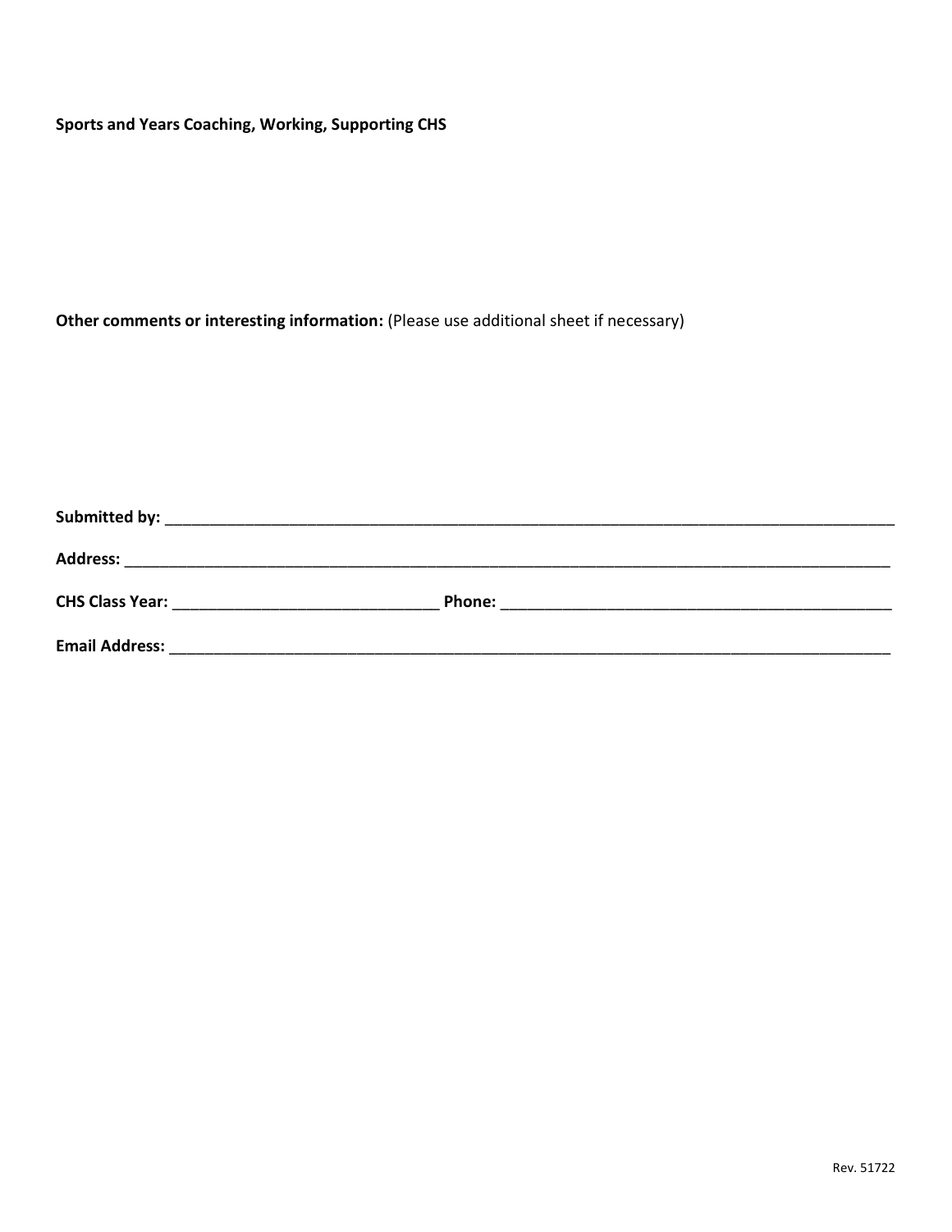**Sports and Years Coaching, Working, Supporting CHS**

**Other comments or interesting information:** (Please use additional sheet if necessary)

**Submitted by:** ___________________________________________________________________________________

**Address:** ________________________________________________________________________________________

**CHS Class Year:** ______________________________ **Phone:** _____________________________________________

**Email Address:** __________________________________________________________________________________

Rev. 51722